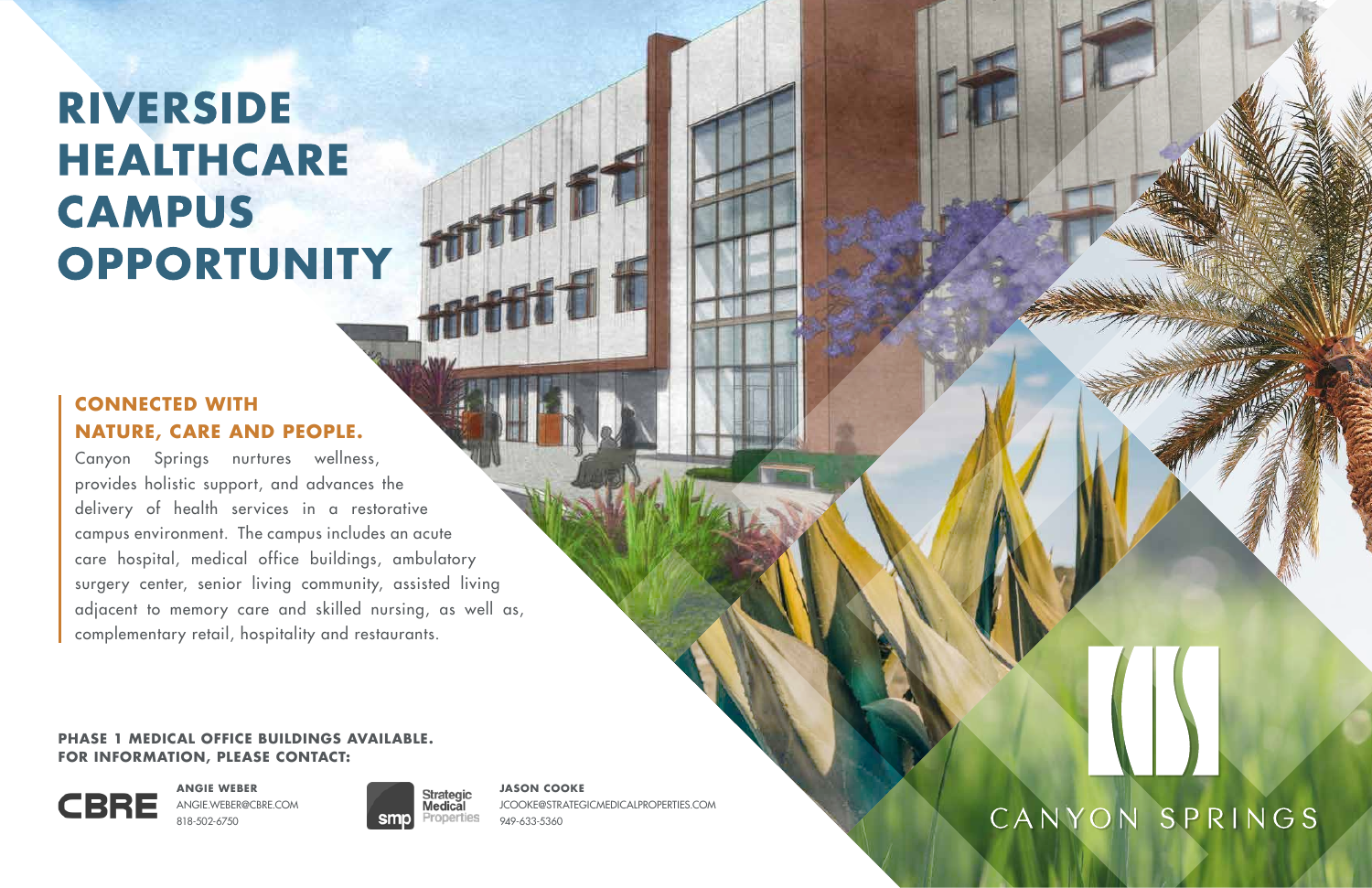# RIVERSIDE HEALTHCARE CAMPUS OPPORTUNITY

## CONNECTED WITH NATURE, CARE AND PEOPLE.

Canyon Springs nurtures wellness, provides holistic support, and advances the delivery of health services in a restorative campus environment. The campus includes an acute care hospital, medical office buildings, ambulatory surgery center, senior living community, assisted living adjacent to memory care and skilled nursing, as well as, complementary retail, hospitality and restaurants.

**PHASE 1 MEDICAL OFFICE BUILDINGS AVAILABLE.**
**FOR INFORMATION, PLEASE CONTACT:**

CBRE

**ANGIE WEBER**
ANGIE.WEBER@CBRE.COM
818-502-6750

smp Strategic Medical Properties

**JASON COOKE**
JCOOKE@STRATEGICMEDICALPROPERTIES.COM
949-633-5360

CANYON SPRINGS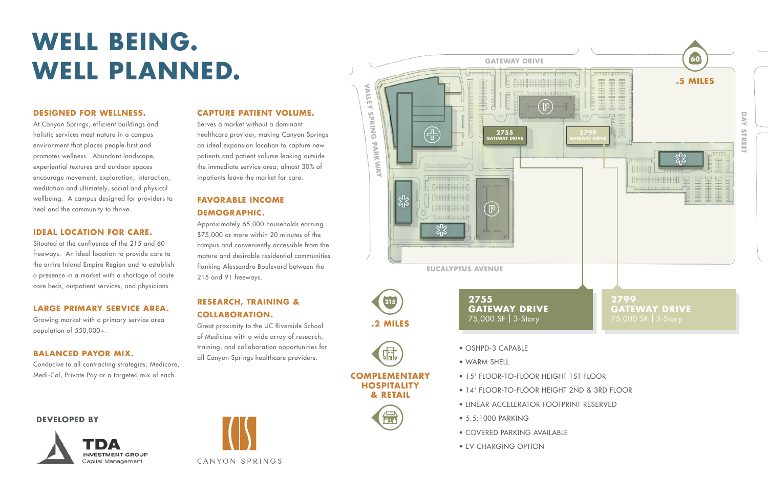# WELL BEING. WELL PLANNED.

### DESIGNED FOR WELLNESS.

At Canyon Springs, efficient buildings and holistic services meet nature in a campus environment that places people first and promotes wellness. Abundant landscape, experiential textures and outdoor spaces encourage movement, exploration, interaction, meditation and ultimately, social and physical wellbeing. A campus designed for providers to heal and the community to thrive.

### IDEAL LOCATION FOR CARE.

Situated at the confluence of the 215 and 60 freeways. An ideal location to provide care to the entire Inland Empire Region and to establish a presence in a market with a shortage of acute care beds, outpatient services, and physicians.

### LARGE PRIMARY SERVICE AREA.

Growing market with a primary service area population of 550,000+.

### BALANCED PAYOR MIX.

Conducive to all contracting strategies; Medicare, Medi-Cal, Private Pay or a targeted mix of each.

### CAPTURE PATIENT VOLUME.

Serves a market without a dominant healthcare provider, making Canyon Springs an ideal expansion location to capture new patients and patient volume leaking outside the immediate service area; almost 30% of inpatients leave the market for care.

### FAVORABLE INCOME DEMOGRAPHIC.

Approximately 65,000 households earning $75,000 or more within 20 minutes of the campus and conveniently accessible from the mature and desirable residential communities flanking Alessandro Boulevard between the 215 and 91 freeways.

### RESEARCH, TRAINING & COLLABORATION.

Great proximity to the UC Riverside School of Medicine with a wide array of research, training, and collaboration opportunities for all Canyon Springs healthcare providers.

GATEWAY DRIVE

VALLEY SPRING PARKWAY

DAY STREET

EUCALYPTUS AVENUE

60 .5 MILES

215 .2 MILES

2755 GATEWAY DRIVE

2799 GATEWAY DRIVE

**COMPLEMENTARY HOSPITALITY & RETAIL**

## 2755 GATEWAY DRIVE

75,000 SF | 3-Story

## 2799 GATEWAY DRIVE

75,000 SF | 3-Story

- OSHPD-3 CAPABLE
- WARM SHELL
- 15' FLOOR-TO-FLOOR HEIGHT 1ST FLOOR
- 14' FLOOR-TO-FLOOR HEIGHT 2ND & 3RD FLOOR
- LINEAR ACCELERATOR FOOTPRINT RESERVED
- 5.5:1000 PARKING
- COVERED PARKING AVAILABLE
- EV CHARGING OPTION

**DEVELOPED BY**

TDA INVESTMENT GROUP Capital Management

CANYON SPRINGS